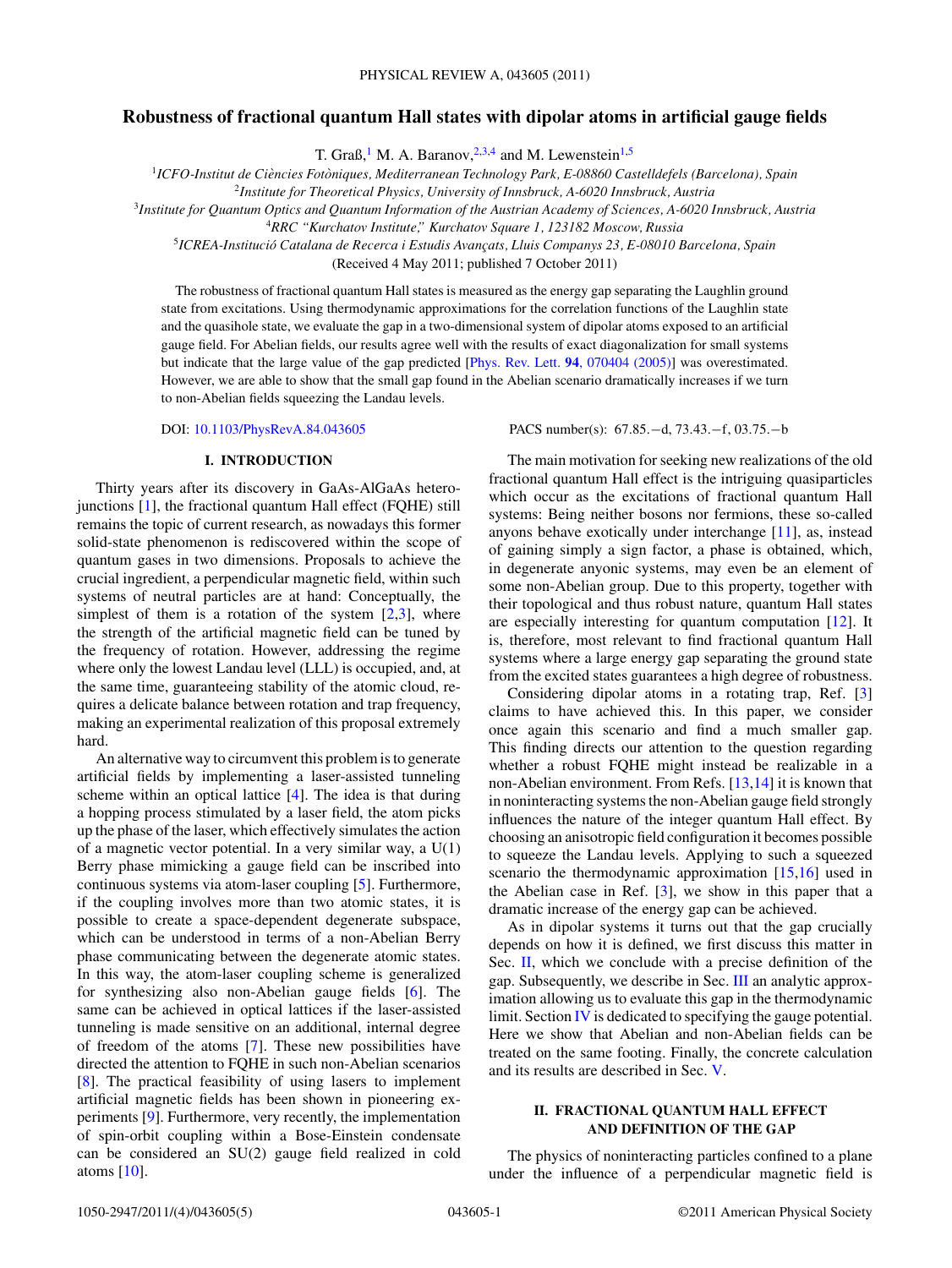# Robustness of fractional quantum Hall states with dipolar atoms in artificial gauge fields

T. Graß,[1] M. A. Baranov,[2,3,4] and M. Lewenstein[1,5]

[1]*ICFO-Institut de Ciències Fotòniques, Mediterranean Technology Park, E-08860 Castelldefels (Barcelona), Spain*
[2]*Institute for Theoretical Physics, University of Innsbruck, A-6020 Innsbruck, Austria*
[3]*Institute for Quantum Optics and Quantum Information of the Austrian Academy of Sciences, A-6020 Innsbruck, Austria*
[4]*RRC "Kurchatov Institute," Kurchatov Square 1, 123182 Moscow, Russia*
[5]*ICREA-Institució Catalana de Recerca i Estudis Avançats, Lluis Companys 23, E-08010 Barcelona, Spain*

(Received 4 May 2011; published 7 October 2011)

The robustness of fractional quantum Hall states is measured as the energy gap separating the Laughlin ground state from excitations. Using thermodynamic approximations for the correlation functions of the Laughlin state and the quasihole state, we evaluate the gap in a two-dimensional system of dipolar atoms exposed to an artificial gauge field. For Abelian fields, our results agree well with the results of exact diagonalization for small systems but indicate that the large value of the gap predicted [Phys. Rev. Lett. **94**, 070404 (2005)] was overestimated. However, we are able to show that the small gap found in the Abelian scenario dramatically increases if we turn to non-Abelian fields squeezing the Landau levels.

DOI: 10.1103/PhysRevA.84.043605 PACS number(s): 67.85.−d, 73.43.−f, 03.75.−b

## I. INTRODUCTION

Thirty years after its discovery in GaAs-AlGaAs heterojunctions [1], the fractional quantum Hall effect (FQHE) still remains the topic of current research, as nowadays this former solid-state phenomenon is rediscovered within the scope of quantum gases in two dimensions. Proposals to achieve the crucial ingredient, a perpendicular magnetic field, within such systems of neutral particles are at hand: Conceptually, the simplest of them is a rotation of the system [2,3], where the strength of the artificial magnetic field can be tuned by the frequency of rotation. However, addressing the regime where only the lowest Landau level (LLL) is occupied, and, at the same time, guaranteeing stability of the atomic cloud, requires a delicate balance between rotation and trap frequency, making an experimental realization of this proposal extremely hard.

An alternative way to circumvent this problem is to generate artificial fields by implementing a laser-assisted tunneling scheme within an optical lattice [4]. The idea is that during a hopping process stimulated by a laser field, the atom picks up the phase of the laser, which effectively simulates the action of a magnetic vector potential. In a very similar way, a U(1) Berry phase mimicking a gauge field can be inscribed into continuous systems via atom-laser coupling [5]. Furthermore, if the coupling involves more than two atomic states, it is possible to create a space-dependent degenerate subspace, which can be understood in terms of a non-Abelian Berry phase communicating between the degenerate atomic states. In this way, the atom-laser coupling scheme is generalized for synthesizing also non-Abelian gauge fields [6]. The same can be achieved in optical lattices if the laser-assisted tunneling is made sensitive on an additional, internal degree of freedom of the atoms [7]. These new possibilities have directed the attention to FQHE in such non-Abelian scenarios [8]. The practical feasibility of using lasers to implement artificial magnetic fields has been shown in pioneering experiments [9]. Furthermore, very recently, the implementation of spin-orbit coupling within a Bose-Einstein condensate can be considered an SU(2) gauge field realized in cold atoms [10].

The main motivation for seeking new realizations of the old fractional quantum Hall effect is the intriguing quasiparticles which occur as the excitations of fractional quantum Hall systems: Being neither bosons nor fermions, these so-called anyons behave exotically under interchange [11], as, instead of gaining simply a sign factor, a phase is obtained, which, in degenerate anyonic systems, may even be an element of some non-Abelian group. Due to this property, together with their topological and thus robust nature, quantum Hall states are especially interesting for quantum computation [12]. It is, therefore, most relevant to find fractional quantum Hall systems where a large energy gap separating the ground state from the excited states guarantees a high degree of robustness.

Considering dipolar atoms in a rotating trap, Ref. [3] claims to have achieved this. In this paper, we consider once again this scenario and find a much smaller gap. This finding directs our attention to the question regarding whether a robust FQHE might instead be realizable in a non-Abelian environment. From Refs. [13,14] it is known that in noninteracting systems the non-Abelian gauge field strongly influences the nature of the integer quantum Hall effect. By choosing an anisotropic field configuration it becomes possible to squeeze the Landau levels. Applying to such a squeezed scenario the thermodynamic approximation [15,16] used in the Abelian case in Ref. [3], we show in this paper that a dramatic increase of the energy gap can be achieved.

As in dipolar systems it turns out that the gap crucially depends on how it is defined, we first discuss this matter in Sec. II, which we conclude with a precise definition of the gap. Subsequently, we describe in Sec. III an analytic approximation allowing us to evaluate this gap in the thermodynamic limit. Section IV is dedicated to specifying the gauge potential. Here we show that Abelian and non-Abelian fields can be treated on the same footing. Finally, the concrete calculation and its results are described in Sec. V.

## II. FRACTIONAL QUANTUM HALL EFFECT AND DEFINITION OF THE GAP

The physics of noninteracting particles confined to a plane under the influence of a perpendicular magnetic field is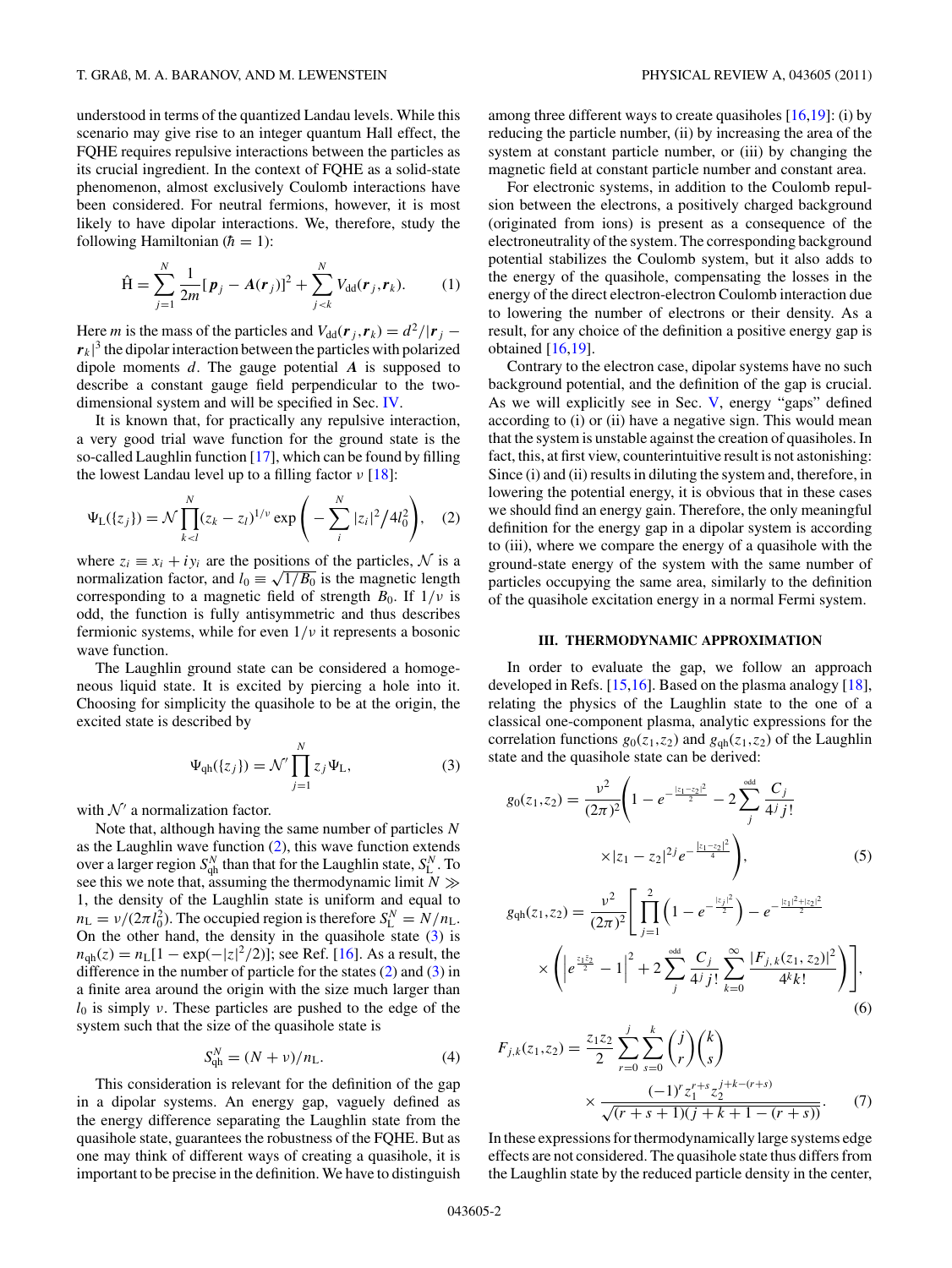understood in terms of the quantized Landau levels. While this scenario may give rise to an integer quantum Hall effect, the FQHE requires repulsive interactions between the particles as its crucial ingredient. In the context of FQHE as a solid-state phenomenon, almost exclusively Coulomb interactions have been considered. For neutral fermions, however, it is most likely to have dipolar interactions. We, therefore, study the following Hamiltonian ($\hbar = 1$):

$$\hat{\mathrm{H}} = \sum_{j=1}^{N} \frac{1}{2m}[\boldsymbol{p}_j - \boldsymbol{A}(\boldsymbol{r}_j)]^2 + \sum_{j<k}^{N} V_{\mathrm{dd}}(\boldsymbol{r}_j,\boldsymbol{r}_k). \tag{1}$$

Here $m$ is the mass of the particles and $V_{\mathrm{dd}}(\boldsymbol{r}_j,\boldsymbol{r}_k) = d^2/|\boldsymbol{r}_j - \boldsymbol{r}_k|^3$ the dipolar interaction between the particles with polarized dipole moments $d$. The gauge potential $\boldsymbol{A}$ is supposed to describe a constant gauge field perpendicular to the two-dimensional system and will be specified in Sec. IV.

It is known that, for practically any repulsive interaction, a very good trial wave function for the ground state is the so-called Laughlin function [17], which can be found by filling the lowest Landau level up to a filling factor $\nu$ [18]:

$$\Psi_{\mathrm{L}}(\{z_j\}) = \mathcal{N}\prod_{k<l}^{N}(z_k - z_l)^{1/\nu}\exp\left(-\sum_{i}^{N}|z_i|^2/4l_0^2\right), \tag{2}$$

where $z_i \equiv x_i + iy_i$ are the positions of the particles, $\mathcal{N}$ is a normalization factor, and $l_0 \equiv \sqrt{1/B_0}$ is the magnetic length corresponding to a magnetic field of strength $B_0$. If $1/\nu$ is odd, the function is fully antisymmetric and thus describes fermionic systems, while for even $1/\nu$ it represents a bosonic wave function.

The Laughlin ground state can be considered a homogeneous liquid state. It is excited by piercing a hole into it. Choosing for simplicity the quasihole to be at the origin, the excited state is described by

$$\Psi_{\mathrm{qh}}(\{z_j\}) = \mathcal{N}'\prod_{j=1}^{N} z_j\Psi_{\mathrm{L}}, \tag{3}$$

with $\mathcal{N}'$ a normalization factor.

Note that, although having the same number of particles $N$ as the Laughlin wave function (2), this wave function extends over a larger region $S_{\mathrm{qh}}^N$ than that for the Laughlin state, $S_{\mathrm{L}}^N$. To see this we note that, assuming the thermodynamic limit $N \gg 1$, the density of the Laughlin state is uniform and equal to $n_{\mathrm{L}} = \nu/(2\pi l_0^2)$. The occupied region is therefore $S_{\mathrm{L}}^N = N/n_{\mathrm{L}}$. On the other hand, the density in the quasihole state (3) is $n_{\mathrm{qh}}(z) = n_{\mathrm{L}}[1 - \exp(-|z|^2/2)]$; see Ref. [16]. As a result, the difference in the number of particle for the states (2) and (3) in a finite area around the origin with the size much larger than $l_0$ is simply $\nu$. These particles are pushed to the edge of the system such that the size of the quasihole state is

$$S_{\mathrm{qh}}^N = (N + \nu)/n_{\mathrm{L}}. \tag{4}$$

This consideration is relevant for the definition of the gap in a dipolar systems. An energy gap, vaguely defined as the energy difference separating the Laughlin state from the quasihole state, guarantees the robustness of the FQHE. But as one may think of different ways of creating a quasihole, it is important to be precise in the definition. We have to distinguish among three different ways to create quasiholes [16,19]: (i) by reducing the particle number, (ii) by increasing the area of the system at constant particle number, or (iii) by changing the magnetic field at constant particle number and constant area.

For electronic systems, in addition to the Coulomb repulsion between the electrons, a positively charged background (originated from ions) is present as a consequence of the electroneutrality of the system. The corresponding background potential stabilizes the Coulomb system, but it also adds to the energy of the quasihole, compensating the losses in the energy of the direct electron-electron Coulomb interaction due to lowering the number of electrons or their density. As a result, for any choice of the definition a positive energy gap is obtained [16,19].

Contrary to the electron case, dipolar systems have no such background potential, and the definition of the gap is crucial. As we will explicitly see in Sec. V, energy "gaps" defined according to (i) or (ii) have a negative sign. This would mean that the system is unstable against the creation of quasiholes. In fact, this, at first view, counterintuitive result is not astonishing: Since (i) and (ii) results in diluting the system and, therefore, in lowering the potential energy, it is obvious that in these cases we should find an energy gain. Therefore, the only meaningful definition for the energy gap in a dipolar system is according to (iii), where we compare the energy of a quasihole with the ground-state energy of the system with the same number of particles occupying the same area, similarly to the definition of the quasihole excitation energy in a normal Fermi system.

### III. THERMODYNAMIC APPROXIMATION

In order to evaluate the gap, we follow an approach developed in Refs. [15,16]. Based on the plasma analogy [18], relating the physics of the Laughlin state to the one of a classical one-component plasma, analytic expressions for the correlation functions $g_0(z_1,z_2)$ and $g_{\mathrm{qh}}(z_1,z_2)$ of the Laughlin state and the quasihole state can be derived:

$$g_0(z_1,z_2) = \frac{\nu^2}{(2\pi)^2}\Bigg(1 - e^{-\frac{|z_1-z_2|^2}{2}} - 2\sum_{j}^{\mathrm{odd}}\frac{C_j}{4^j j!} \times |z_1 - z_2|^{2j}e^{-\frac{|z_1-z_2|^2}{4}}\Bigg), \tag{5}$$

$$g_{\mathrm{qh}}(z_1,z_2) = \frac{\nu^2}{(2\pi)^2}\Bigg[\prod_{j=1}^{2}\left(1 - e^{-\frac{|z_j|^2}{2}}\right) - e^{-\frac{|z_1|^2+|z_2|^2}{2}} \times \Bigg(\left|e^{\frac{z_1\bar{z}_2}{2}} - 1\right|^2 + 2\sum_{j}^{\mathrm{odd}}\frac{C_j}{4^j j!}\sum_{k=0}^{\infty}\frac{|F_{j,k}(z_1,z_2)|^2}{4^k k!}\Bigg)\Bigg], \tag{6}$$

$$F_{j,k}(z_1,z_2) = \frac{z_1 z_2}{2}\sum_{r=0}^{j}\sum_{s=0}^{k}\binom{j}{r}\binom{k}{s} \times \frac{(-1)^r z_1^{r+s} z_2^{j+k-(r+s)}}{\sqrt{(r+s+1)(j+k+1-(r+s))}}. \tag{7}$$

In these expressions for thermodynamically large systems edge effects are not considered. The quasihole state thus differs from the Laughlin state by the reduced particle density in the center,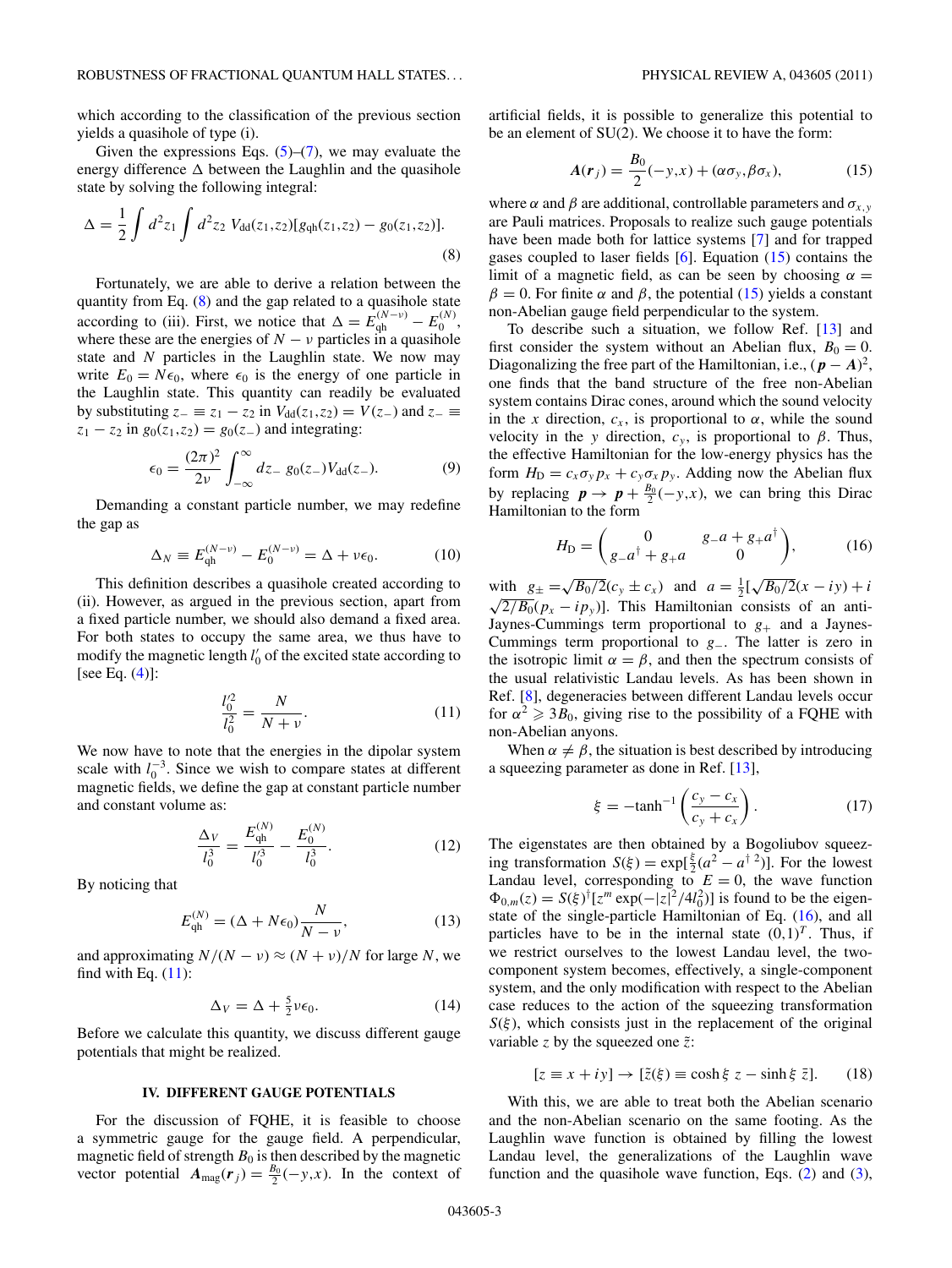which according to the classification of the previous section yields a quasihole of type (i).

Given the expressions Eqs. (5)–(7), we may evaluate the energy difference $\Delta$ between the Laughlin and the quasihole state by solving the following integral:

$$\Delta = \frac{1}{2}\int d^2 z_1 \int d^2 z_2 \; V_{\rm dd}(z_1,z_2)[g_{\rm qh}(z_1,z_2) - g_0(z_1,z_2)]. \tag{8}$$

Fortunately, we are able to derive a relation between the quantity from Eq. (8) and the gap related to a quasihole state according to (iii). First, we notice that $\Delta = E_{\rm qh}^{(N-\nu)} - E_0^{(N)}$, where these are the energies of $N-\nu$ particles in a quasihole state and $N$ particles in the Laughlin state. We now may write $E_0 = N\epsilon_0$, where $\epsilon_0$ is the energy of one particle in the Laughlin state. This quantity can readily be evaluated by substituting $z_- \equiv z_1 - z_2$ in $V_{\rm dd}(z_1,z_2) = V(z_-)$ and $z_- \equiv z_1 - z_2$ in $g_0(z_1,z_2) = g_0(z_-)$ and integrating:

$$\epsilon_0 = \frac{(2\pi)^2}{2\nu}\int_{-\infty}^{\infty} dz_- \; g_0(z_-) V_{\rm dd}(z_-). \tag{9}$$

Demanding a constant particle number, we may redefine the gap as

$$\Delta_N \equiv E_{\rm qh}^{(N-\nu)} - E_0^{(N-\nu)} = \Delta + \nu\epsilon_0. \tag{10}$$

This definition describes a quasihole created according to (ii). However, as argued in the previous section, apart from a fixed particle number, we should also demand a fixed area. For both states to occupy the same area, we thus have to modify the magnetic length $l_0'$ of the excited state according to [see Eq. (4)]:

$$\frac{l_0'^2}{l_0^2} = \frac{N}{N+\nu}. \tag{11}$$

We now have to note that the energies in the dipolar system scale with $l_0^{-3}$. Since we wish to compare states at different magnetic fields, we define the gap at constant particle number and constant volume as:

$$\frac{\Delta_V}{l_0^3} = \frac{E_{\rm qh}^{(N)}}{l_0'^3} - \frac{E_0^{(N)}}{l_0^3}. \tag{12}$$

By noticing that

$$E_{\rm qh}^{(N)} = (\Delta + N\epsilon_0)\frac{N}{N-\nu}, \tag{13}$$

and approximating $N/(N-\nu) \approx (N+\nu)/N$ for large $N$, we find with Eq. (11):

$$\Delta_V = \Delta + \tfrac{5}{2}\nu\epsilon_0. \tag{14}$$

Before we calculate this quantity, we discuss different gauge potentials that might be realized.

## IV. DIFFERENT GAUGE POTENTIALS

For the discussion of FQHE, it is feasible to choose a symmetric gauge for the gauge field. A perpendicular, magnetic field of strength $B_0$ is then described by the magnetic vector potential $\boldsymbol{A}_{\rm mag}(\boldsymbol{r}_j) = \frac{B_0}{2}(-y,x)$. In the context of artificial fields, it is possible to generalize this potential to be an element of SU(2). We choose it to have the form:

$$\boldsymbol{A}(\boldsymbol{r}_j) = \frac{B_0}{2}(-y,x) + (\alpha\sigma_y, \beta\sigma_x), \tag{15}$$

where $\alpha$ and $\beta$ are additional, controllable parameters and $\sigma_{x,y}$ are Pauli matrices. Proposals to realize such gauge potentials have been made both for lattice systems [7] and for trapped gases coupled to laser fields [6]. Equation (15) contains the limit of a magnetic field, as can be seen by choosing $\alpha = \beta = 0$. For finite $\alpha$ and $\beta$, the potential (15) yields a constant non-Abelian gauge field perpendicular to the system.

To describe such a situation, we follow Ref. [13] and first consider the system without an Abelian flux, $B_0 = 0$. Diagonalizing the free part of the Hamiltonian, i.e., $(\boldsymbol{p} - \boldsymbol{A})^2$, one finds that the band structure of the free non-Abelian system contains Dirac cones, around which the sound velocity in the $x$ direction, $c_x$, is proportional to $\alpha$, while the sound velocity in the $y$ direction, $c_y$, is proportional to $\beta$. Thus, the effective Hamiltonian for the low-energy physics has the form $H_{\rm D} = c_x\sigma_y p_x + c_y\sigma_x p_y$. Adding now the Abelian flux by replacing $\boldsymbol{p} \to \boldsymbol{p} + \frac{B_0}{2}(-y,x)$, we can bring this Dirac Hamiltonian to the form

$$H_{\rm D} = \begin{pmatrix} 0 & g_- a + g_+ a^\dagger \\ g_- a^\dagger + g_+ a & 0 \end{pmatrix}, \tag{16}$$

with $g_\pm = \sqrt{B_0/2}(c_y \pm c_x)$ and $a = \frac{1}{2}[\sqrt{B_0/2}(x - iy) + i\sqrt{2/B_0}(p_x - ip_y)]$. This Hamiltonian consists of an anti-Jaynes-Cummings term proportional to $g_+$ and a Jaynes-Cummings term proportional to $g_-$. The latter is zero in the isotropic limit $\alpha = \beta$, and then the spectrum consists of the usual relativistic Landau levels. As has been shown in Ref. [8], degeneracies between different Landau levels occur for $\alpha^2 \geqslant 3B_0$, giving rise to the possibility of a FQHE with non-Abelian anyons.

When $\alpha \neq \beta$, the situation is best described by introducing a squeezing parameter as done in Ref. [13],

$$\xi = -\tanh^{-1}\left(\frac{c_y - c_x}{c_y + c_x}\right). \tag{17}$$

The eigenstates are then obtained by a Bogoliubov squeezing transformation $S(\xi) = \exp[\frac{\xi}{2}(a^2 - a^{\dagger\,2})]$. For the lowest Landau level, corresponding to $E = 0$, the wave function $\Phi_{0,m}(z) = S(\xi)^\dagger[z^m \exp(-|z|^2/4l_0^2)]$ is found to be the eigenstate of the single-particle Hamiltonian of Eq. (16), and all particles have to be in the internal state $(0,1)^T$. Thus, if we restrict ourselves to the lowest Landau level, the two-component system becomes, effectively, a single-component system, and the only modification with respect to the Abelian case reduces to the action of the squeezing transformation $S(\xi)$, which consists just in the replacement of the original variable $z$ by the squeezed one $\tilde{z}$:

$$[z \equiv x + iy] \to [\tilde{z}(\xi) \equiv \cosh\xi\; z - \sinh\xi\; \bar{z}]. \tag{18}$$

With this, we are able to treat both the Abelian scenario and the non-Abelian scenario on the same footing. As the Laughlin wave function is obtained by filling the lowest Landau level, the generalizations of the Laughlin wave function and the quasihole wave function, Eqs. (2) and (3),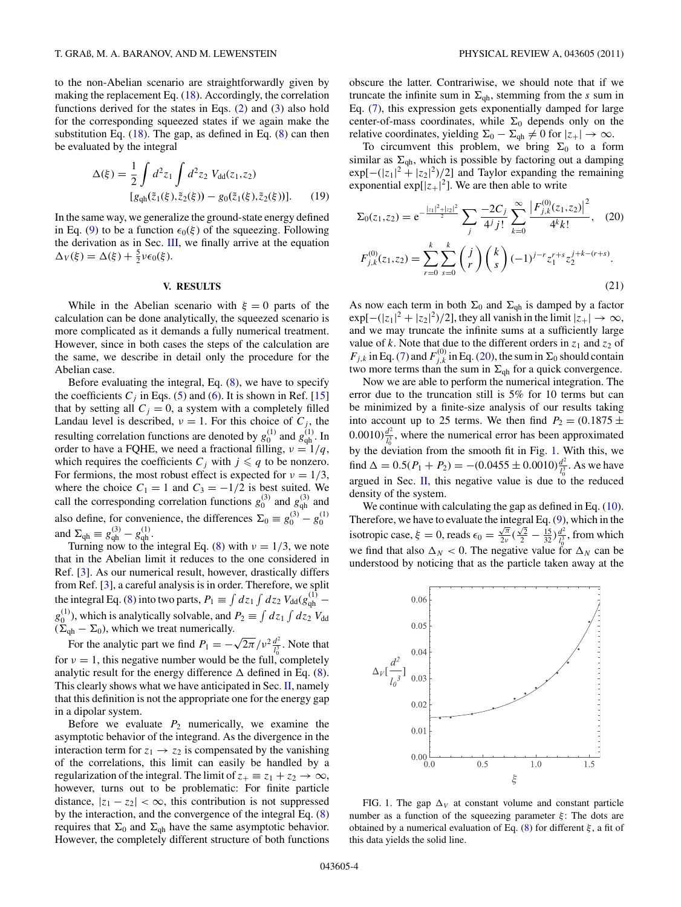to the non-Abelian scenario are straightforwardly given by making the replacement Eq. (18). Accordingly, the correlation functions derived for the states in Eqs. (2) and (3) also hold for the corresponding squeezed states if we again make the substitution Eq. (18). The gap, as defined in Eq. (8) can then be evaluated by the integral

$$\Delta(\xi) = \frac{1}{2}\int d^2 z_1 \int d^2 z_2\, V_{\rm dd}(z_1,z_2)$$
$$[g_{\rm qh}(\tilde{z}_1(\xi),\tilde{z}_2(\xi)) - g_0(\tilde{z}_1(\xi),\tilde{z}_2(\xi))]. \quad (19)$$

In the same way, we generalize the ground-state energy defined in Eq. (9) to be a function $\epsilon_0(\xi)$ of the squeezing. Following the derivation as in Sec. III, we finally arrive at the equation $\Delta_V(\xi) = \Delta(\xi) + \frac{5}{2}\nu\epsilon_0(\xi)$.

## V. RESULTS

While in the Abelian scenario with $\xi = 0$ parts of the calculation can be done analytically, the squeezed scenario is more complicated as it demands a fully numerical treatment. However, since in both cases the steps of the calculation are the same, we describe in detail only the procedure for the Abelian case.

Before evaluating the integral, Eq. (8), we have to specify the coefficients $C_j$ in Eqs. (5) and (6). It is shown in Ref. [15] that by setting all $C_j = 0$, a system with a completely filled Landau level is described, $\nu = 1$. For this choice of $C_j$, the resulting correlation functions are denoted by $g_0^{(1)}$ and $g_{\rm qh}^{(1)}$. In order to have a FQHE, we need a fractional filling, $\nu = 1/q$, which requires the coefficients $C_j$ with $j \leqslant q$ to be nonzero. For fermions, the most robust effect is expected for $\nu = 1/3$, where the choice $C_1 = 1$ and $C_3 = -1/2$ is best suited. We call the corresponding correlation functions $g_0^{(3)}$ and $g_{\rm qh}^{(3)}$ and also define, for convenience, the differences $\Sigma_0 \equiv g_0^{(3)} - g_0^{(1)}$ and $\Sigma_{\rm qh} \equiv g_{\rm qh}^{(3)} - g_{\rm qh}^{(1)}$.

Turning now to the integral Eq. (8) with $\nu = 1/3$, we note that in the Abelian limit it reduces to the one considered in Ref. [3]. As our numerical result, however, drastically differs from Ref. [3], a careful analysis is in order. Therefore, we split the integral Eq. (8) into two parts, $P_1 \equiv \int dz_1 \int dz_2\, V_{\rm dd}(g_{\rm qh}^{(1)} - g_0^{(1)})$, which is analytically solvable, and $P_2 \equiv \int dz_1 \int dz_2\, V_{\rm dd}(\Sigma_{\rm qh} - \Sigma_0)$, which we treat numerically.

For the analytic part we find $P_1 = -\sqrt{2\pi}/\nu^2 \frac{d^2}{l_0^3}$. Note that for $\nu = 1$, this negative number would be the full, completely analytic result for the energy difference $\Delta$ defined in Eq. (8). This clearly shows what we have anticipated in Sec. II, namely that this definition is not the appropriate one for the energy gap in a dipolar system.

Before we evaluate $P_2$ numerically, we examine the asymptotic behavior of the integrand. As the divergence in the interaction term for $z_1 \to z_2$ is compensated by the vanishing of the correlations, this limit can easily be handled by a regularization of the integral. The limit of $z_+ \equiv z_1 + z_2 \to \infty$, however, turns out to be problematic: For finite particle distance, $|z_1 - z_2| < \infty$, this contribution is not suppressed by the interaction, and the convergence of the integral Eq. (8) requires that $\Sigma_0$ and $\Sigma_{\rm qh}$ have the same asymptotic behavior. However, the completely different structure of both functions obscure the latter. Contrariwise, we should note that if we truncate the infinite sum in $\Sigma_{\rm qh}$, stemming from the $s$ sum in Eq. (7), this expression gets exponentially damped for large center-of-mass coordinates, while $\Sigma_0$ depends only on the relative coordinates, yielding $\Sigma_0 - \Sigma_{\rm qh} \neq 0$ for $|z_+| \to \infty$.

To circumvent this problem, we bring $\Sigma_0$ to a form similar as $\Sigma_{\rm qh}$, which is possible by factoring out a damping $\exp[-(|z_1|^2 + |z_2|^2)/2]$ and Taylor expanding the remaining exponential $\exp[|z_+|^2]$. We are then able to write

$$\Sigma_0(z_1,z_2) = e^{-\frac{|z_1|^2+|z_2|^2}{2}} \sum_j \frac{-2C_j}{4^j\, j!} \sum_{k=0}^{\infty} \frac{\left|F_{j,k}^{(0)}(z_1,z_2)\right|^2}{4^k k!}, \quad (20)$$

$$F_{j,k}^{(0)}(z_1,z_2) = \sum_{r=0}^{k}\sum_{s=0}^{k} \binom{j}{r}\binom{k}{s} (-1)^{j-r} z_1^{r+s} z_2^{j+k-(r+s)}. \quad (21)$$

As now each term in both $\Sigma_0$ and $\Sigma_{\rm qh}$ is damped by a factor $\exp[-(|z_1|^2 + |z_2|^2)/2]$, they all vanish in the limit $|z_+| \to \infty$, and we may truncate the infinite sums at a sufficiently large value of $k$. Note that due to the different orders in $z_1$ and $z_2$ of $F_{j,k}$ in Eq. (7) and $F_{j,k}^{(0)}$ in Eq. (20), the sum in $\Sigma_0$ should contain two more terms than the sum in $\Sigma_{\rm qh}$ for a quick convergence.

Now we are able to perform the numerical integration. The error due to the truncation still is 5% for 10 terms but can be minimized by a finite-size analysis of our results taking into account up to 25 terms. We then find $P_2 = (0.1875 \pm 0.0010)\frac{d^2}{l_0^3}$, where the numerical error has been approximated by the deviation from the smooth fit in Fig. 1. With this, we find $\Delta = 0.5(P_1 + P_2) = -(0.0455 \pm 0.0010)\frac{d^2}{l_0^3}$. As we have argued in Sec. II, this negative value is due to the reduced density of the system.

We continue with calculating the gap as defined in Eq. (10). Therefore, we have to evaluate the integral Eq. (9), which in the isotropic case, $\xi = 0$, reads $\epsilon_0 = \frac{\sqrt{\pi}}{2\nu}(\frac{\sqrt{2}}{2} - \frac{15}{32})\frac{d^2}{l_0^3}$, from which we find that also $\Delta_N < 0$. The negative value for $\Delta_N$ can be understood by noticing that as the particle taken away at the

FIG. 1. The gap $\Delta_V$ at constant volume and constant particle number as a function of the squeezing parameter $\xi$: The dots are obtained by a numerical evaluation of Eq. (8) for different $\xi$, a fit of this data yields the solid line.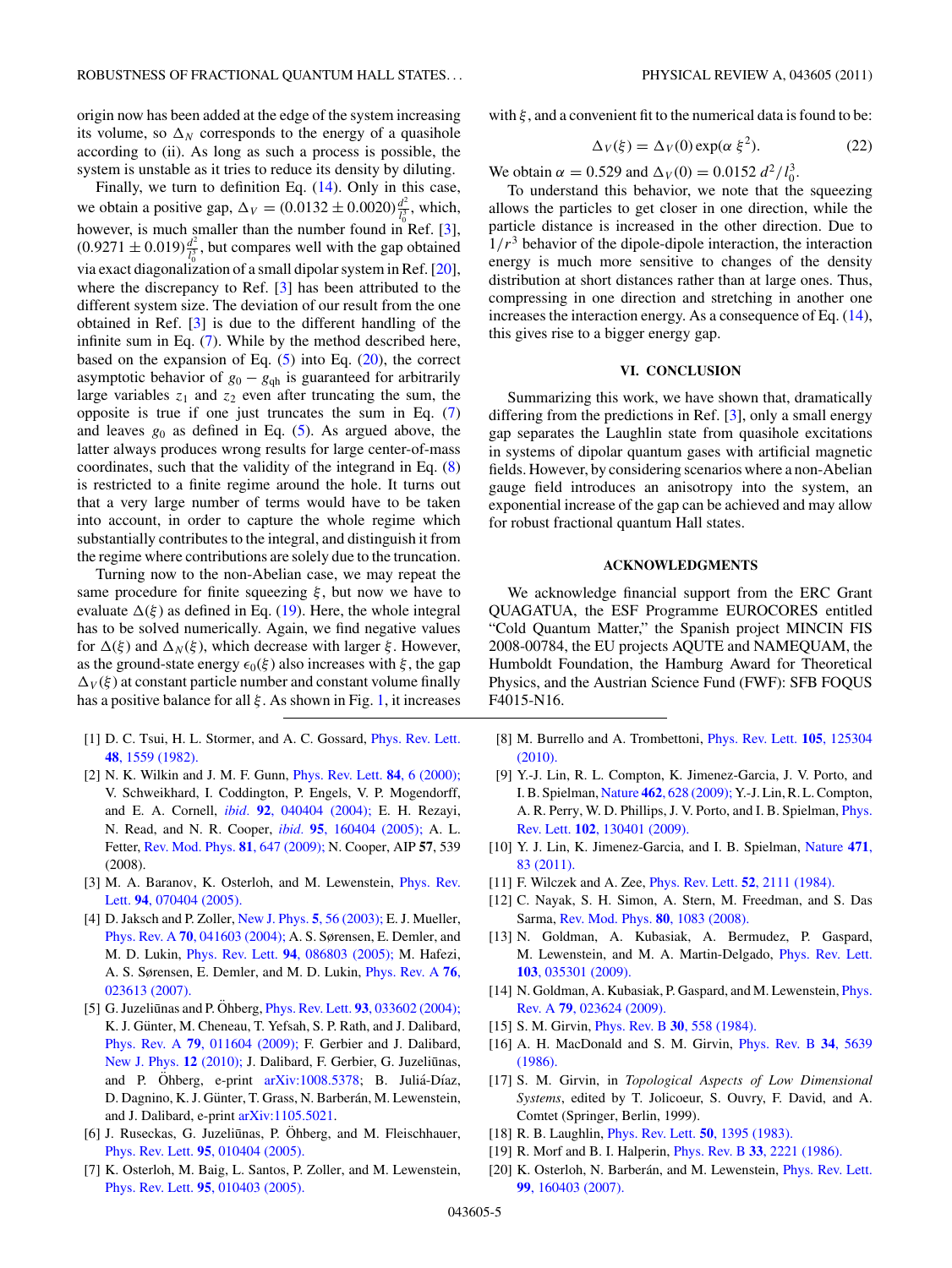origin now has been added at the edge of the system increasing its volume, so $\Delta_N$ corresponds to the energy of a quasihole according to (ii). As long as such a process is possible, the system is unstable as it tries to reduce its density by diluting.

Finally, we turn to definition Eq. (14). Only in this case, we obtain a positive gap, $\Delta_V = (0.0132 \pm 0.0020)\frac{d^2}{l_0^3}$, which, however, is much smaller than the number found in Ref. [3], $(0.9271 \pm 0.019)\frac{d^2}{l_0^3}$, but compares well with the gap obtained via exact diagonalization of a small dipolar system in Ref. [20], where the discrepancy to Ref. [3] has been attributed to the different system size. The deviation of our result from the one obtained in Ref. [3] is due to the different handling of the infinite sum in Eq. (7). While by the method described here, based on the expansion of Eq. (5) into Eq. (20), the correct asymptotic behavior of $g_0 - g_{\rm qh}$ is guaranteed for arbitrarily large variables $z_1$ and $z_2$ even after truncating the sum, the opposite is true if one just truncates the sum in Eq. (7) and leaves $g_0$ as defined in Eq. (5). As argued above, the latter always produces wrong results for large center-of-mass coordinates, such that the validity of the integrand in Eq. (8) is restricted to a finite regime around the hole. It turns out that a very large number of terms would have to be taken into account, in order to capture the whole regime which substantially contributes to the integral, and distinguish it from the regime where contributions are solely due to the truncation.

Turning now to the non-Abelian case, we may repeat the same procedure for finite squeezing $\xi$, but now we have to evaluate $\Delta(\xi)$ as defined in Eq. (19). Here, the whole integral has to be solved numerically. Again, we find negative values for $\Delta(\xi)$ and $\Delta_N(\xi)$, which decrease with larger $\xi$. However, as the ground-state energy $\epsilon_0(\xi)$ also increases with $\xi$, the gap $\Delta_V(\xi)$ at constant particle number and constant volume finally has a positive balance for all $\xi$. As shown in Fig. 1, it increases with $\xi$, and a convenient fit to the numerical data is found to be:

$$\Delta_V(\xi) = \Delta_V(0)\exp(\alpha\,\xi^2). \tag{22}$$

We obtain $\alpha = 0.529$ and $\Delta_V(0) = 0.0152\ d^2/l_0^3$.

To understand this behavior, we note that the squeezing allows the particles to get closer in one direction, while the particle distance is increased in the other direction. Due to $1/r^3$ behavior of the dipole-dipole interaction, the interaction energy is much more sensitive to changes of the density distribution at short distances rather than at large ones. Thus, compressing in one direction and stretching in another one increases the interaction energy. As a consequence of Eq. (14), this gives rise to a bigger energy gap.

## VI. CONCLUSION

Summarizing this work, we have shown that, dramatically differing from the predictions in Ref. [3], only a small energy gap separates the Laughlin state from quasihole excitations in systems of dipolar quantum gases with artificial magnetic fields. However, by considering scenarios where a non-Abelian gauge field introduces an anisotropy into the system, an exponential increase of the gap can be achieved and may allow for robust fractional quantum Hall states.

## ACKNOWLEDGMENTS

We acknowledge financial support from the ERC Grant QUAGATUA, the ESF Programme EUROCORES entitled "Cold Quantum Matter," the Spanish project MINCIN FIS 2008-00784, the EU projects AQUTE and NAMEQUAM, the Humboldt Foundation, the Hamburg Award for Theoretical Physics, and the Austrian Science Fund (FWF): SFB FOQUS F4015-N16.

---

[1] D. C. Tsui, H. L. Stormer, and A. C. Gossard, Phys. Rev. Lett. **48**, 1559 (1982).

[2] N. K. Wilkin and J. M. F. Gunn, Phys. Rev. Lett. **84**, 6 (2000); V. Schweikhard, I. Coddington, P. Engels, V. P. Mogendorff, and E. A. Cornell, *ibid.* **92**, 040404 (2004); E. H. Rezayi, N. Read, and N. R. Cooper, *ibid.* **95**, 160404 (2005); A. L. Fetter, Rev. Mod. Phys. **81**, 647 (2009); N. Cooper, AIP **57**, 539 (2008).

[3] M. A. Baranov, K. Osterloh, and M. Lewenstein, Phys. Rev. Lett. **94**, 070404 (2005).

[4] D. Jaksch and P. Zoller, New J. Phys. **5**, 56 (2003); E. J. Mueller, Phys. Rev. A **70**, 041603 (2004); A. S. Sørensen, E. Demler, and M. D. Lukin, Phys. Rev. Lett. **94**, 086803 (2005); M. Hafezi, A. S. Sørensen, E. Demler, and M. D. Lukin, Phys. Rev. A **76**, 023613 (2007).

[5] G. Juzeliūnas and P. Öhberg, Phys. Rev. Lett. **93**, 033602 (2004); K. J. Günter, M. Cheneau, T. Yefsah, S. P. Rath, and J. Dalibard, Phys. Rev. A **79**, 011604 (2009); F. Gerbier and J. Dalibard, New J. Phys. **12** (2010); J. Dalibard, F. Gerbier, G. Juzeliūnas, and P. Öhberg, e-print arXiv:1008.5378; B. Juliá-Díaz, D. Dagnino, K. J. Günter, T. Grass, N. Barberán, M. Lewenstein, and J. Dalibard, e-print arXiv:1105.5021.

[6] J. Ruseckas, G. Juzeliūnas, P. Öhberg, and M. Fleischhauer, Phys. Rev. Lett. **95**, 010404 (2005).

[7] K. Osterloh, M. Baig, L. Santos, P. Zoller, and M. Lewenstein, Phys. Rev. Lett. **95**, 010403 (2005).

[8] M. Burrello and A. Trombettoni, Phys. Rev. Lett. **105**, 125304 (2010).

[9] Y.-J. Lin, R. L. Compton, K. Jimenez-Garcia, J. V. Porto, and I. B. Spielman, Nature **462**, 628 (2009); Y.-J. Lin, R. L. Compton, A. R. Perry, W. D. Phillips, J. V. Porto, and I. B. Spielman, Phys. Rev. Lett. **102**, 130401 (2009).

[10] Y. J. Lin, K. Jimenez-Garcia, and I. B. Spielman, Nature **471**, 83 (2011).

[11] F. Wilczek and A. Zee, Phys. Rev. Lett. **52**, 2111 (1984).

[12] C. Nayak, S. H. Simon, A. Stern, M. Freedman, and S. Das Sarma, Rev. Mod. Phys. **80**, 1083 (2008).

[13] N. Goldman, A. Kubasiak, A. Bermudez, P. Gaspard, M. Lewenstein, and M. A. Martin-Delgado, Phys. Rev. Lett. **103**, 035301 (2009).

[14] N. Goldman, A. Kubasiak, P. Gaspard, and M. Lewenstein, Phys. Rev. A **79**, 023624 (2009).

[15] S. M. Girvin, Phys. Rev. B **30**, 558 (1984).

[16] A. H. MacDonald and S. M. Girvin, Phys. Rev. B **34**, 5639 (1986).

[17] S. M. Girvin, in *Topological Aspects of Low Dimensional Systems*, edited by T. Jolicoeur, S. Ouvry, F. David, and A. Comtet (Springer, Berlin, 1999).

[18] R. B. Laughlin, Phys. Rev. Lett. **50**, 1395 (1983).

[19] R. Morf and B. I. Halperin, Phys. Rev. B **33**, 2221 (1986).

[20] K. Osterloh, N. Barberán, and M. Lewenstein, Phys. Rev. Lett. **99**, 160403 (2007).